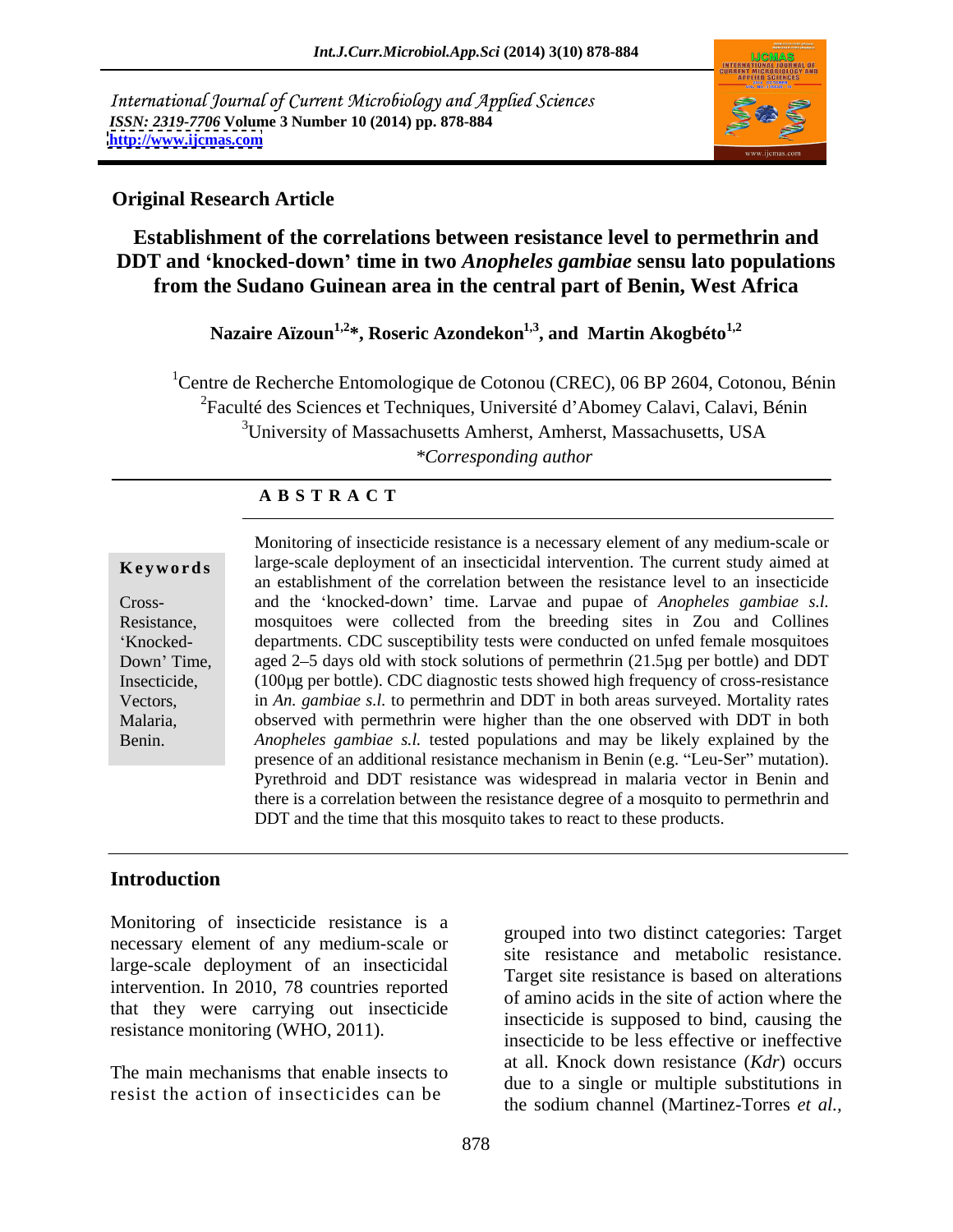International Journal of Current Microbiology and Applied Sciences
*ISSN: 2319-7706* **Volume 3 Number 10 (2014) pp. 878-884**
**http://www.ijcmas.com**

**Original Research Article**

# Establishment of the correlations between resistance level to permethrin and DDT and 'knocked-down' time in two *Anopheles gambiae* sensu lato populations from the Sudano Guinean area in the central part of Benin, West Africa

**Nazaire Aïzoun[1,2]\*, Roseric Azondekon[1,3], and Martin Akogbéto[1,2]**

[1]Centre de Recherche Entomologique de Cotonou (CREC), 06 BP 2604, Cotonou, Bénin
[2]Faculté des Sciences et Techniques, Université d'Abomey Calavi, Calavi, Bénin
[3]University of Massachusetts Amherst, Amherst, Massachusetts, USA
*\*Corresponding author*

## A B S T R A C T

**Keywords**

Cross-Resistance, 'Knocked-Down' Time, Insecticide, Vectors, Malaria, Benin.

Monitoring of insecticide resistance is a necessary element of any medium-scale or large-scale deployment of an insecticidal intervention. The current study aimed at an establishment of the correlation between the resistance level to an insecticide and the 'knocked-down' time. Larvae and pupae of *Anopheles gambiae s.l.* mosquitoes were collected from the breeding sites in Zou and Collines departments. CDC susceptibility tests were conducted on unfed female mosquitoes aged 2–5 days old with stock solutions of permethrin (21.5µg per bottle) and DDT (100µg per bottle). CDC diagnostic tests showed high frequency of cross-resistance in *An. gambiae s.l.* to permethrin and DDT in both areas surveyed. Mortality rates observed with permethrin were higher than the one observed with DDT in both *Anopheles gambiae s.l.* tested populations and may be likely explained by the presence of an additional resistance mechanism in Benin (e.g. "Leu-Ser" mutation). Pyrethroid and DDT resistance was widespread in malaria vector in Benin and there is a correlation between the resistance degree of a mosquito to permethrin and DDT and the time that this mosquito takes to react to these products.

## Introduction

Monitoring of insecticide resistance is a necessary element of any medium-scale or large-scale deployment of an insecticidal intervention. In 2010, 78 countries reported that they were carrying out insecticide resistance monitoring (WHO, 2011).

The main mechanisms that enable insects to resist the action of insecticides can be grouped into two distinct categories: Target site resistance and metabolic resistance. Target site resistance is based on alterations of amino acids in the site of action where the insecticide is supposed to bind, causing the insecticide to be less effective or ineffective at all. Knock down resistance (*Kdr*) occurs due to a single or multiple substitutions in the sodium channel (Martinez-Torres *et al.,*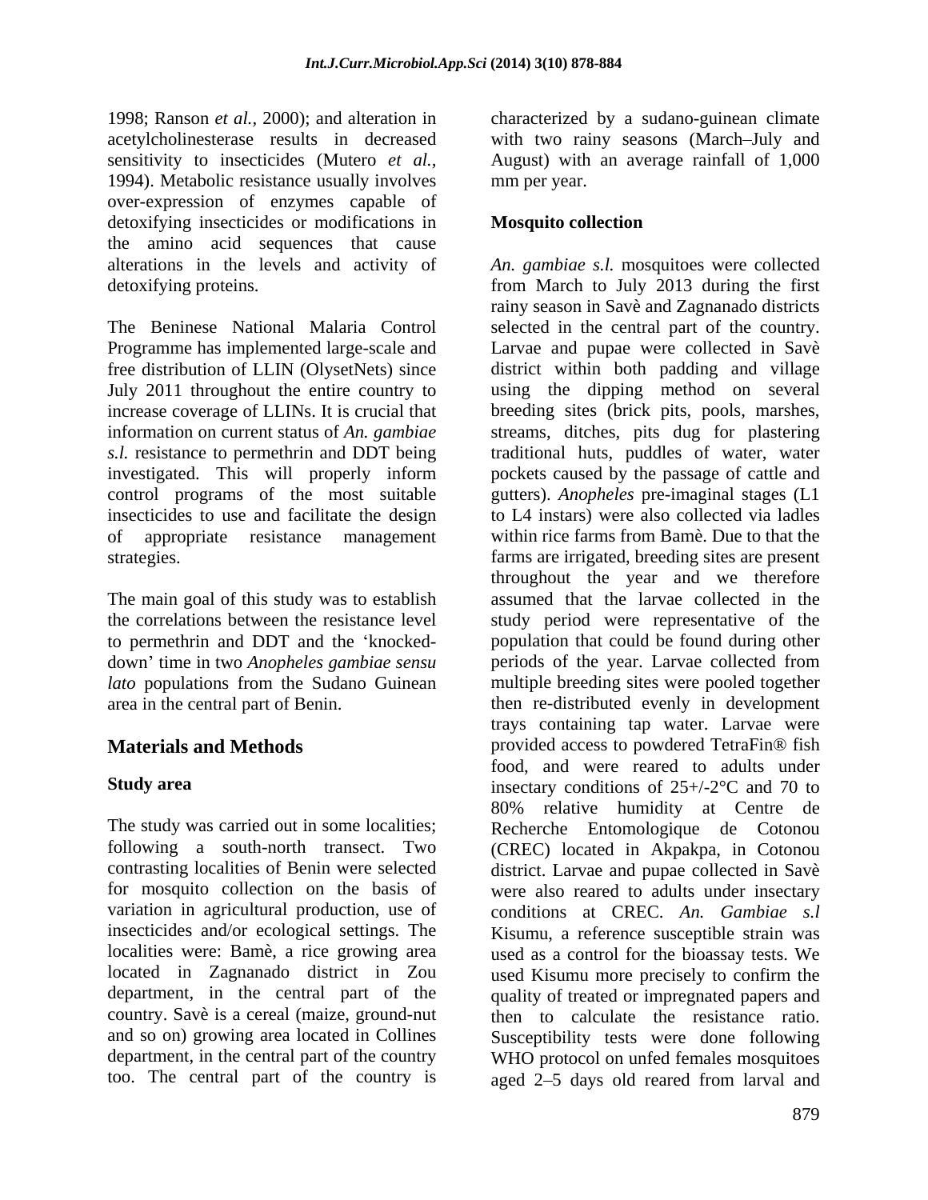1998; Ranson *et al.,* 2000); and alteration in acetylcholinesterase results in decreased sensitivity to insecticides (Mutero *et al.,* 1994). Metabolic resistance usually involves over-expression of enzymes capable of detoxifying insecticides or modifications in the amino acid sequences that cause alterations in the levels and activity of detoxifying proteins.

The Beninese National Malaria Control Programme has implemented large-scale and free distribution of LLIN (OlysetNets) since July 2011 throughout the entire country to increase coverage of LLINs. It is crucial that information on current status of *An. gambiae s.l.* resistance to permethrin and DDT being investigated. This will properly inform control programs of the most suitable insecticides to use and facilitate the design of appropriate resistance management strategies.

The main goal of this study was to establish the correlations between the resistance level to permethrin and DDT and the 'knocked-down' time in two *Anopheles gambiae sensu lato* populations from the Sudano Guinean area in the central part of Benin.

## Materials and Methods

### Study area

The study was carried out in some localities; following a south-north transect. Two contrasting localities of Benin were selected for mosquito collection on the basis of variation in agricultural production, use of insecticides and/or ecological settings. The localities were: Bamè, a rice growing area located in Zagnanado district in Zou department, in the central part of the country. Savè is a cereal (maize, ground-nut and so on) growing area located in Collines department, in the central part of the country too. The central part of the country is characterized by a sudano-guinean climate with two rainy seasons (March–July and August) with an average rainfall of 1,000 mm per year.

### Mosquito collection

*An. gambiae s.l.* mosquitoes were collected from March to July 2013 during the first rainy season in Savè and Zagnanado districts selected in the central part of the country. Larvae and pupae were collected in Savè district within both padding and village using the dipping method on several breeding sites (brick pits, pools, marshes, streams, ditches, pits dug for plastering traditional huts, puddles of water, water pockets caused by the passage of cattle and gutters). *Anopheles* pre-imaginal stages (L1 to L4 instars) were also collected via ladles within rice farms from Bamè. Due to that the farms are irrigated, breeding sites are present throughout the year and we therefore assumed that the larvae collected in the study period were representative of the population that could be found during other periods of the year. Larvae collected from multiple breeding sites were pooled together then re-distributed evenly in development trays containing tap water. Larvae were provided access to powdered TetraFin® fish food, and were reared to adults under insectary conditions of 25+/-2°C and 70 to 80% relative humidity at Centre de Recherche Entomologique de Cotonou (CREC) located in Akpakpa, in Cotonou district. Larvae and pupae collected in Savè were also reared to adults under insectary conditions at CREC. *An. Gambiae s.l* Kisumu, a reference susceptible strain was used as a control for the bioassay tests. We used Kisumu more precisely to confirm the quality of treated or impregnated papers and then to calculate the resistance ratio. Susceptibility tests were done following WHO protocol on unfed females mosquitoes aged 2–5 days old reared from larval and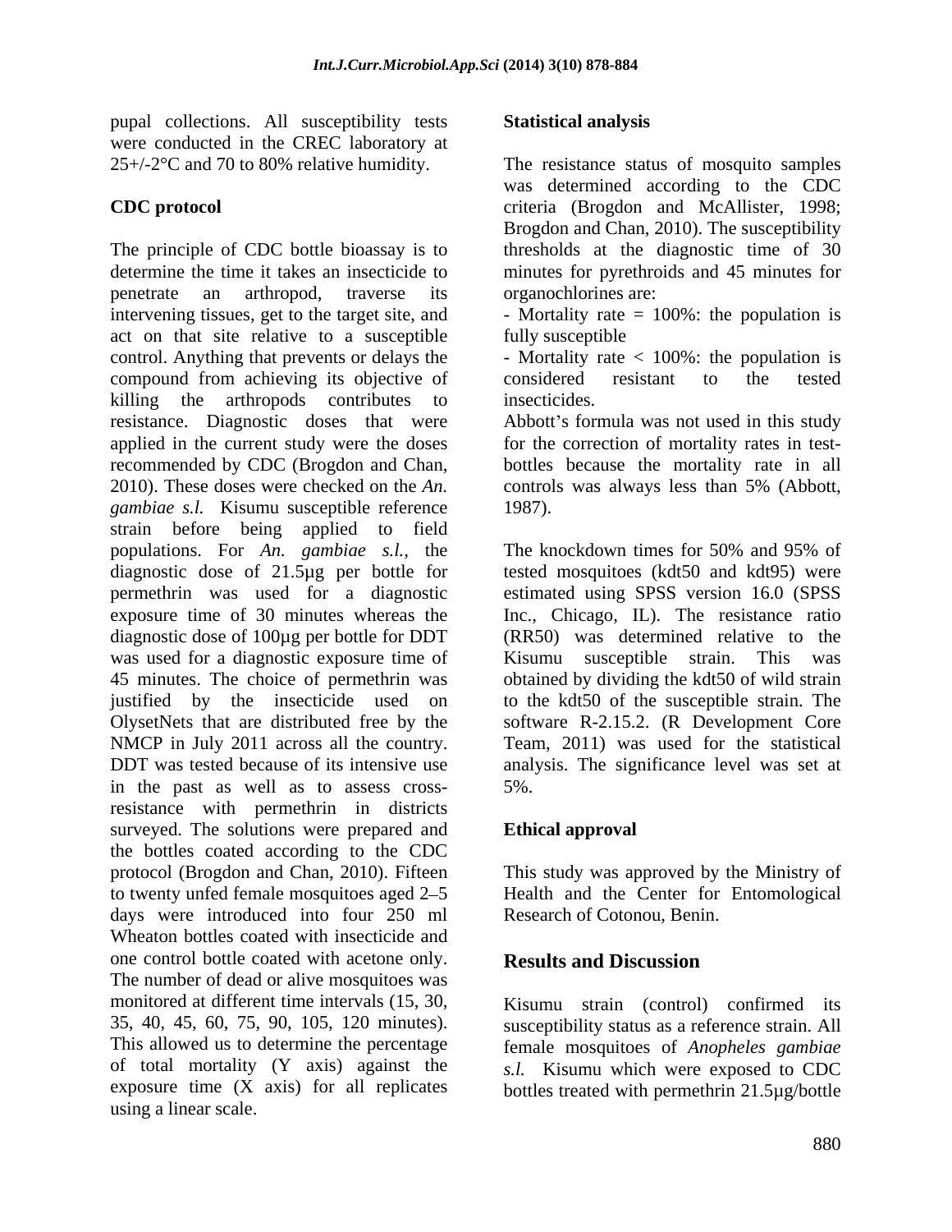pupal collections. All susceptibility tests were conducted in the CREC laboratory at 25+/-2°C and 70 to 80% relative humidity.

**CDC protocol**

The principle of CDC bottle bioassay is to determine the time it takes an insecticide to penetrate an arthropod, traverse its intervening tissues, get to the target site, and act on that site relative to a susceptible control. Anything that prevents or delays the compound from achieving its objective of killing the arthropods contributes to resistance. Diagnostic doses that were applied in the current study were the doses recommended by CDC (Brogdon and Chan, 2010). These doses were checked on the *An. gambiae s.l.* Kisumu susceptible reference strain before being applied to field populations. For *An. gambiae s.l.*, the diagnostic dose of 21.5µg per bottle for permethrin was used for a diagnostic exposure time of 30 minutes whereas the diagnostic dose of 100µg per bottle for DDT was used for a diagnostic exposure time of 45 minutes. The choice of permethrin was justified by the insecticide used on OlysetNets that are distributed free by the NMCP in July 2011 across all the country. DDT was tested because of its intensive use in the past as well as to assess cross-resistance with permethrin in districts surveyed. The solutions were prepared and the bottles coated according to the CDC protocol (Brogdon and Chan, 2010). Fifteen to twenty unfed female mosquitoes aged 2–5 days were introduced into four 250 ml Wheaton bottles coated with insecticide and one control bottle coated with acetone only. The number of dead or alive mosquitoes was monitored at different time intervals (15, 30, 35, 40, 45, 60, 75, 90, 105, 120 minutes). This allowed us to determine the percentage of total mortality (Y axis) against the exposure time (X axis) for all replicates using a linear scale.

**Statistical analysis**

The resistance status of mosquito samples was determined according to the CDC criteria (Brogdon and McAllister, 1998; Brogdon and Chan, 2010). The susceptibility thresholds at the diagnostic time of 30 minutes for pyrethroids and 45 minutes for organochlorines are:

- Mortality rate = 100%: the population is fully susceptible
- Mortality rate < 100%: the population is considered resistant to the tested insecticides.

Abbott's formula was not used in this study for the correction of mortality rates in test-bottles because the mortality rate in all controls was always less than 5% (Abbott, 1987).

The knockdown times for 50% and 95% of tested mosquitoes (kdt50 and kdt95) were estimated using SPSS version 16.0 (SPSS Inc., Chicago, IL). The resistance ratio (RR50) was determined relative to the Kisumu susceptible strain. This was obtained by dividing the kdt50 of wild strain to the kdt50 of the susceptible strain. The software R-2.15.2. (R Development Core Team, 2011) was used for the statistical analysis. The significance level was set at 5%.

**Ethical approval**

This study was approved by the Ministry of Health and the Center for Entomological Research of Cotonou, Benin.

## Results and Discussion

Kisumu strain (control) confirmed its susceptibility status as a reference strain. All female mosquitoes of *Anopheles gambiae s.l.* Kisumu which were exposed to CDC bottles treated with permethrin 21.5µg/bottle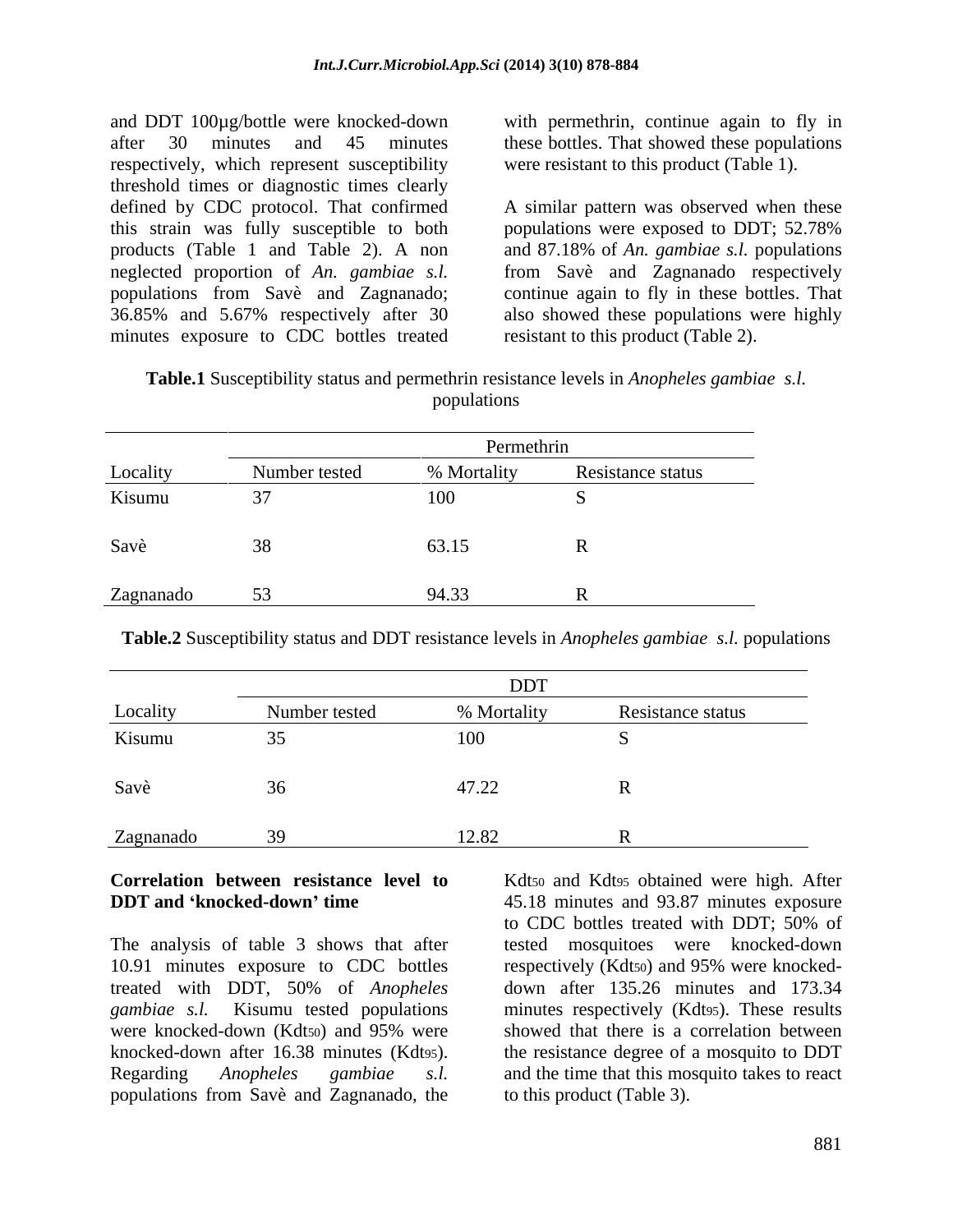and DDT 100µg/bottle were knocked-down after 30 minutes and 45 minutes respectively, which represent susceptibility threshold times or diagnostic times clearly defined by CDC protocol. That confirmed this strain was fully susceptible to both products (Table 1 and Table 2). A non neglected proportion of *An. gambiae s.l.* populations from Savè and Zagnanado; 36.85% and 5.67% respectively after 30 minutes exposure to CDC bottles treated with permethrin, continue again to fly in these bottles. That showed these populations were resistant to this product (Table 1).

A similar pattern was observed when these populations were exposed to DDT; 52.78% and 87.18% of *An. gambiae s.l.* populations from Savè and Zagnanado respectively continue again to fly in these bottles. That also showed these populations were highly resistant to this product (Table 2).

**Table.1** Susceptibility status and permethrin resistance levels in *Anopheles gambiae s.l.* populations

| | Permethrin | | |
|---|---|---|---|
| Locality | Number tested | % Mortality | Resistance status |
| Kisumu | 37 | 100 | S |
| Savè | 38 | 63.15 | R |
| Zagnanado | 53 | 94.33 | R |

**Table.2** Susceptibility status and DDT resistance levels in *Anopheles gambiae s.l.* populations

| | DDT | | |
|---|---|---|---|
| Locality | Number tested | % Mortality | Resistance status |
| Kisumu | 35 | 100 | S |
| Savè | 36 | 47.22 | R |
| Zagnanado | 39 | 12.82 | R |

**Correlation between resistance level to DDT and 'knocked-down' time**

The analysis of table 3 shows that after 10.91 minutes exposure to CDC bottles treated with DDT, 50% of *Anopheles gambiae s.l.* Kisumu tested populations were knocked-down ($Kdt_{50}$) and 95% were knocked-down after 16.38 minutes ($Kdt_{95}$). Regarding *Anopheles gambiae s.l.* populations from Savè and Zagnanado, the $Kdt_{50}$ and $Kdt_{95}$ obtained were high. After 45.18 minutes and 93.87 minutes exposure to CDC bottles treated with DDT; 50% of tested mosquitoes were knocked-down respectively ($Kdt_{50}$) and 95% were knocked-down after 135.26 minutes and 173.34 minutes respectively ($Kdt_{95}$). These results showed that there is a correlation between the resistance degree of a mosquito to DDT and the time that this mosquito takes to react to this product (Table 3).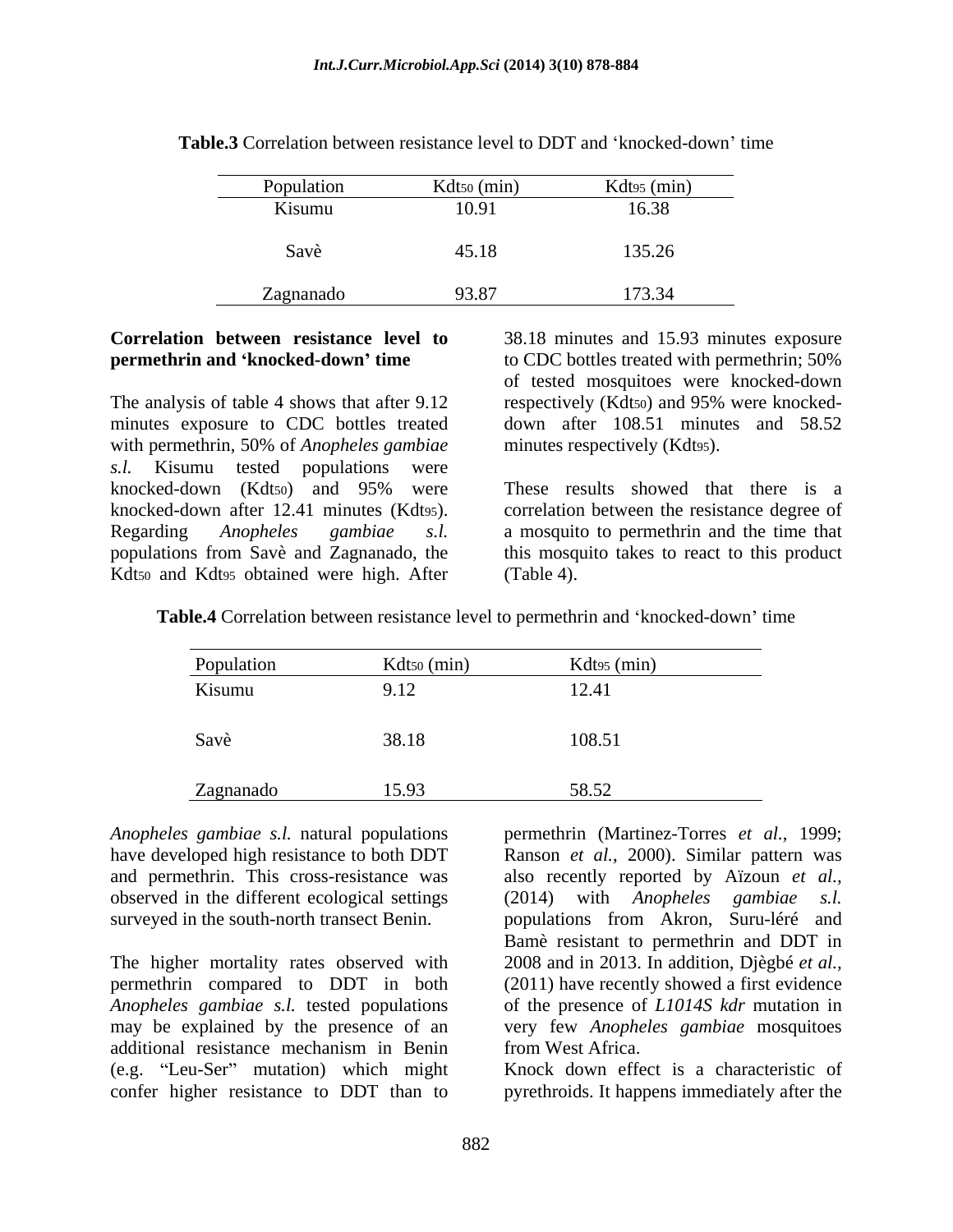**Table.3** Correlation between resistance level to DDT and 'knocked-down' time

| Population | $Kdt_{50}$ (min) | $Kdt_{95}$ (min) |
|---|---|---|
| Kisumu | 10.91 | 16.38 |
| Savè | 45.18 | 135.26 |
| Zagnanado | 93.87 | 173.34 |

**Correlation between resistance level to permethrin and 'knocked-down' time**

The analysis of table 4 shows that after 9.12 minutes exposure to CDC bottles treated with permethrin, 50% of *Anopheles gambiae s.l.* Kisumu tested populations were knocked-down ($Kdt_{50}$) and 95% were knocked-down after 12.41 minutes ($Kdt_{95}$). Regarding *Anopheles gambiae s.l.* populations from Savè and Zagnanado, the $Kdt_{50}$ and $Kdt_{95}$ obtained were high. After 38.18 minutes and 15.93 minutes exposure to CDC bottles treated with permethrin; 50% of tested mosquitoes were knocked-down respectively ($Kdt_{50}$) and 95% were knocked-down after 108.51 minutes and 58.52 minutes respectively ($Kdt_{95}$).

These results showed that there is a correlation between the resistance degree of a mosquito to permethrin and the time that this mosquito takes to react to this product (Table 4).

**Table.4** Correlation between resistance level to permethrin and 'knocked-down' time

| Population | $Kdt_{50}$ (min) | $Kdt_{95}$ (min) |
|---|---|---|
| Kisumu | 9.12 | 12.41 |
| Savè | 38.18 | 108.51 |
| Zagnanado | 15.93 | 58.52 |

*Anopheles gambiae s.l.* natural populations have developed high resistance to both DDT and permethrin. This cross-resistance was observed in the different ecological settings surveyed in the south-north transect Benin.

The higher mortality rates observed with permethrin compared to DDT in both *Anopheles gambiae s.l.* tested populations may be explained by the presence of an additional resistance mechanism in Benin (e.g. "Leu-Ser" mutation) which might confer higher resistance to DDT than to permethrin (Martinez-Torres *et al.*, 1999; Ranson *et al.*, 2000). Similar pattern was also recently reported by Aïzoun *et al.*, (2014) with *Anopheles gambiae s.l.* populations from Akron, Suru-léré and Bamè resistant to permethrin and DDT in 2008 and in 2013. In addition, Djègbé *et al.*, (2011) have recently showed a first evidence of the presence of *L1014S kdr* mutation in very few *Anopheles gambiae* mosquitoes from West Africa.

Knock down effect is a characteristic of pyrethroids. It happens immediately after the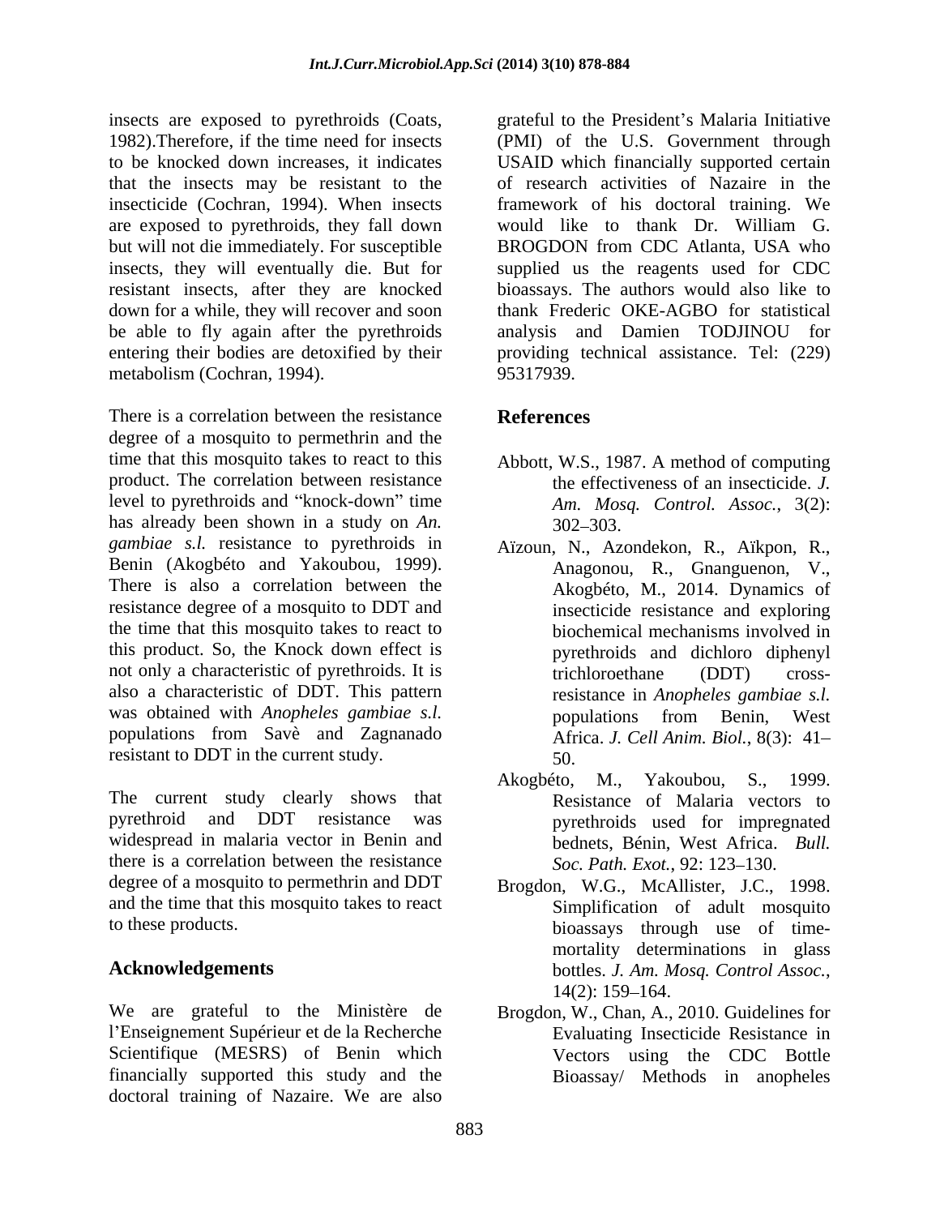insects are exposed to pyrethroids (Coats, 1982).Therefore, if the time need for insects to be knocked down increases, it indicates that the insects may be resistant to the insecticide (Cochran, 1994). When insects are exposed to pyrethroids, they fall down but will not die immediately. For susceptible insects, they will eventually die. But for resistant insects, after they are knocked down for a while, they will recover and soon be able to fly again after the pyrethroids entering their bodies are detoxified by their metabolism (Cochran, 1994).

There is a correlation between the resistance degree of a mosquito to permethrin and the time that this mosquito takes to react to this product. The correlation between resistance level to pyrethroids and "knock-down" time has already been shown in a study on *An. gambiae s.l.* resistance to pyrethroids in Benin (Akogbéto and Yakoubou, 1999). There is also a correlation between the resistance degree of a mosquito to DDT and the time that this mosquito takes to react to this product. So, the Knock down effect is not only a characteristic of pyrethroids. It is also a characteristic of DDT. This pattern was obtained with *Anopheles gambiae s.l.* populations from Savè and Zagnanado resistant to DDT in the current study.

The current study clearly shows that pyrethroid and DDT resistance was widespread in malaria vector in Benin and there is a correlation between the resistance degree of a mosquito to permethrin and DDT and the time that this mosquito takes to react to these products.

## Acknowledgements

We are grateful to the Ministère de l'Enseignement Supérieur et de la Recherche Scientifique (MESRS) of Benin which financially supported this study and the doctoral training of Nazaire. We are also grateful to the President's Malaria Initiative (PMI) of the U.S. Government through USAID which financially supported certain of research activities of Nazaire in the framework of his doctoral training. We would like to thank Dr. William G. BROGDON from CDC Atlanta, USA who supplied us the reagents used for CDC bioassays. The authors would also like to thank Frederic OKE-AGBO for statistical analysis and Damien TODJINOU for providing technical assistance. Tel: (229) 95317939.

## References

Abbott, W.S., 1987. A method of computing the effectiveness of an insecticide. *J. Am. Mosq. Control. Assoc.*, 3(2): 302–303.

Aïzoun, N., Azondekon, R., Aïkpon, R., Anagonou, R., Gnanguenon, V., Akogbéto, M., 2014. Dynamics of insecticide resistance and exploring biochemical mechanisms involved in pyrethroids and dichloro diphenyl trichloroethane (DDT) cross-resistance in *Anopheles gambiae s.l.* populations from Benin, West Africa. *J. Cell Anim. Biol.*, 8(3): 41–50.

Akogbéto, M., Yakoubou, S., 1999. Resistance of Malaria vectors to pyrethroids used for impregnated bednets, Bénin, West Africa. *Bull. Soc. Path. Exot.*, 92: 123–130.

Brogdon, W.G., McAllister, J.C., 1998. Simplification of adult mosquito bioassays through use of time-mortality determinations in glass bottles. *J. Am. Mosq. Control Assoc.*, 14(2): 159–164.

Brogdon, W., Chan, A., 2010. Guidelines for Evaluating Insecticide Resistance in Vectors using the CDC Bottle Bioassay/ Methods in anopheles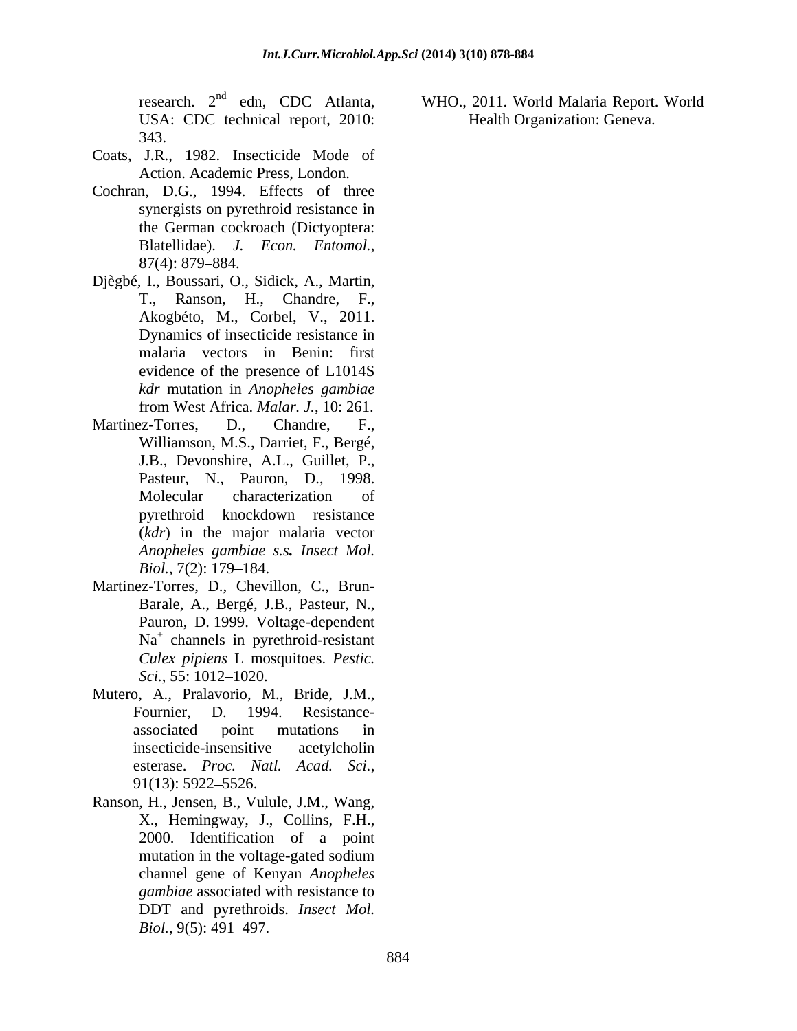research. 2nd edn, CDC Atlanta, USA: CDC technical report, 2010: 343.

Coats, J.R., 1982. Insecticide Mode of Action. Academic Press, London.

Cochran, D.G., 1994. Effects of three synergists on pyrethroid resistance in the German cockroach (Dictyoptera: Blatellidae). *J. Econ. Entomol.*, 87(4): 879–884.

Djègbé, I., Boussari, O., Sidick, A., Martin, T., Ranson, H., Chandre, F., Akogbéto, M., Corbel, V., 2011. Dynamics of insecticide resistance in malaria vectors in Benin: first evidence of the presence of L1014S *kdr* mutation in *Anopheles gambiae* from West Africa. *Malar. J.*, 10: 261.

Martinez-Torres, D., Chandre, F., Williamson, M.S., Darriet, F., Bergé, J.B., Devonshire, A.L., Guillet, P., Pasteur, N., Pauron, D., 1998. Molecular characterization of pyrethroid knockdown resistance (*kdr*) in the major malaria vector *Anopheles gambiae s.s. Insect Mol. Biol.*, 7(2): 179–184.

Martinez-Torres, D., Chevillon, C., Brun-Barale, A., Bergé, J.B., Pasteur, N., Pauron, D. 1999. Voltage-dependent $Na^+$ channels in pyrethroid-resistant *Culex pipiens* L mosquitoes. *Pestic. Sci.*, 55: 1012–1020.

Mutero, A., Pralavorio, M., Bride, J.M., Fournier, D. 1994. Resistance-associated point mutations in insecticide-insensitive acetylcholin esterase. *Proc. Natl. Acad. Sci.*, 91(13): 5922–5526.

Ranson, H., Jensen, B., Vulule, J.M., Wang, X., Hemingway, J., Collins, F.H., 2000. Identification of a point mutation in the voltage-gated sodium channel gene of Kenyan *Anopheles gambiae* associated with resistance to DDT and pyrethroids. *Insect Mol. Biol.*, 9(5): 491–497.

WHO., 2011. World Malaria Report. World Health Organization: Geneva.